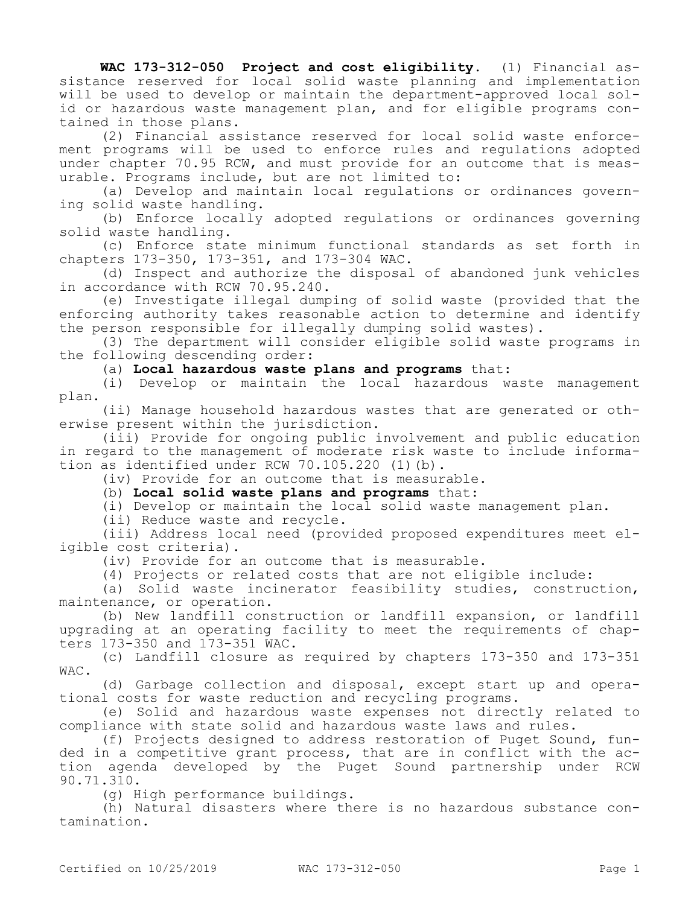**WAC 173-312-050 Project and cost eligibility.** (1) Financial assistance reserved for local solid waste planning and implementation will be used to develop or maintain the department-approved local solid or hazardous waste management plan, and for eligible programs contained in those plans.

(2) Financial assistance reserved for local solid waste enforcement programs will be used to enforce rules and regulations adopted under chapter 70.95 RCW, and must provide for an outcome that is measurable. Programs include, but are not limited to:

(a) Develop and maintain local regulations or ordinances governing solid waste handling.

(b) Enforce locally adopted regulations or ordinances governing solid waste handling.

(c) Enforce state minimum functional standards as set forth in chapters 173-350, 173-351, and 173-304 WAC.

(d) Inspect and authorize the disposal of abandoned junk vehicles in accordance with RCW 70.95.240.

(e) Investigate illegal dumping of solid waste (provided that the enforcing authority takes reasonable action to determine and identify the person responsible for illegally dumping solid wastes).

(3) The department will consider eligible solid waste programs in the following descending order:

(a) **Local hazardous waste plans and programs** that:

(i) Develop or maintain the local hazardous waste management plan.

(ii) Manage household hazardous wastes that are generated or otherwise present within the jurisdiction.

(iii) Provide for ongoing public involvement and public education in regard to the management of moderate risk waste to include information as identified under RCW 70.105.220 (1)(b).

(iv) Provide for an outcome that is measurable.

(b) **Local solid waste plans and programs** that:

(i) Develop or maintain the local solid waste management plan.

(ii) Reduce waste and recycle.

(iii) Address local need (provided proposed expenditures meet eligible cost criteria).

(iv) Provide for an outcome that is measurable.

(4) Projects or related costs that are not eligible include:

(a) Solid waste incinerator feasibility studies, construction, maintenance, or operation.

(b) New landfill construction or landfill expansion, or landfill upgrading at an operating facility to meet the requirements of chapters 173-350 and 173-351 WAC.

(c) Landfill closure as required by chapters 173-350 and 173-351 WAC.

(d) Garbage collection and disposal, except start up and operational costs for waste reduction and recycling programs.

(e) Solid and hazardous waste expenses not directly related to compliance with state solid and hazardous waste laws and rules.

(f) Projects designed to address restoration of Puget Sound, funded in a competitive grant process, that are in conflict with the action agenda developed by the Puget Sound partnership under RCW 90.71.310.

(g) High performance buildings.

(h) Natural disasters where there is no hazardous substance contamination.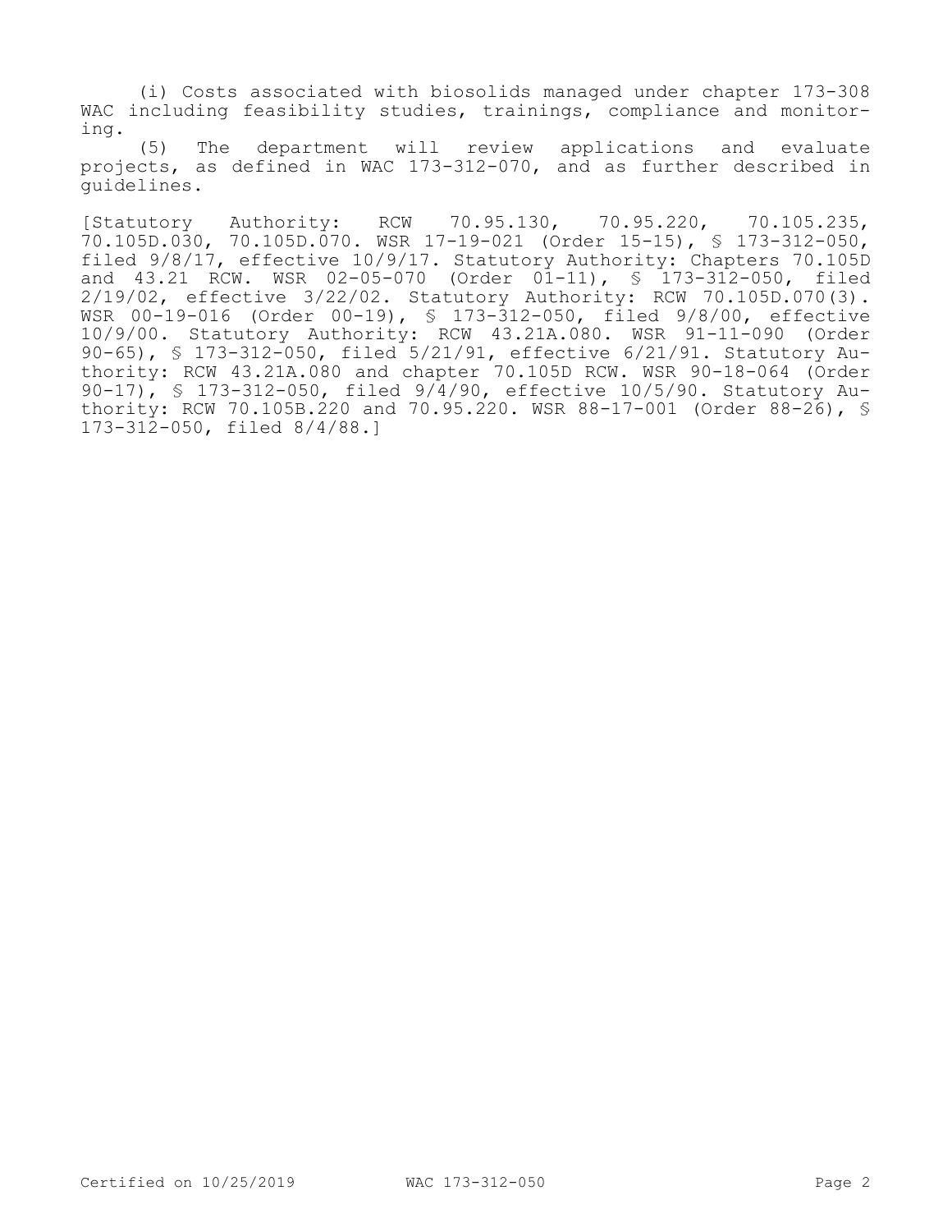(i) Costs associated with biosolids managed under chapter 173-308 WAC including feasibility studies, trainings, compliance and monitoring.

(5) The department will review applications and evaluate projects, as defined in WAC 173-312-070, and as further described in guidelines.

[Statutory Authority: RCW 70.95.130, 70.95.220, 70.105.235, 70.105D.030, 70.105D.070. WSR 17-19-021 (Order 15-15), § 173-312-050, filed 9/8/17, effective 10/9/17. Statutory Authority: Chapters 70.105D and 43.21 RCW. WSR 02-05-070 (Order 01-11), § 173-312-050, filed 2/19/02, effective 3/22/02. Statutory Authority: RCW 70.105D.070(3). WSR 00-19-016 (Order 00-19), § 173-312-050, filed 9/8/00, effective 10/9/00. Statutory Authority: RCW 43.21A.080. WSR 91-11-090 (Order 90-65), § 173-312-050, filed 5/21/91, effective 6/21/91. Statutory Authority: RCW 43.21A.080 and chapter 70.105D RCW. WSR 90-18-064 (Order 90-17), § 173-312-050, filed 9/4/90, effective 10/5/90. Statutory Authority: RCW 70.105B.220 and 70.95.220. WSR 88-17-001 (Order 88-26), § 173-312-050, filed 8/4/88.]